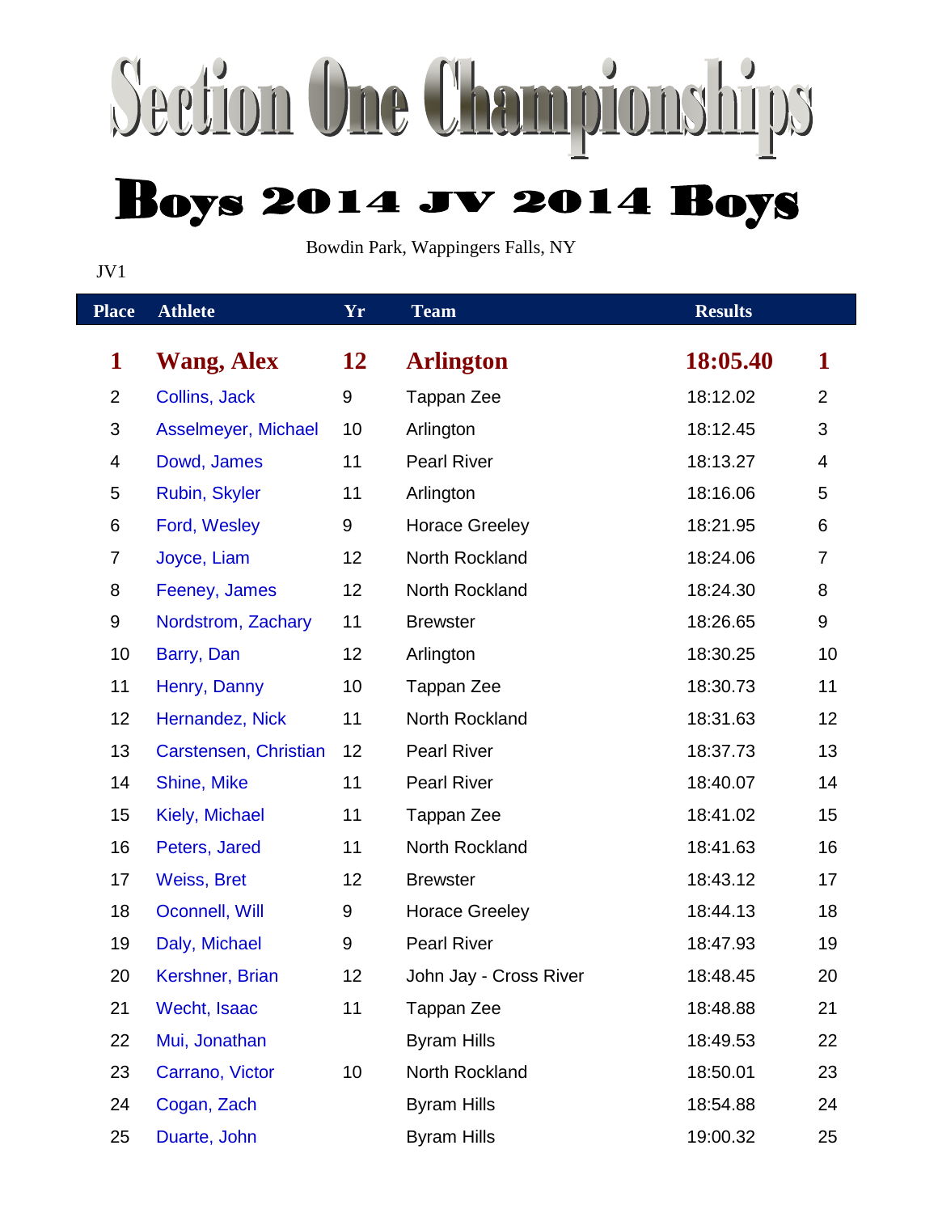# Section One Championships

## Boys 2014 JV 2014 Boys

Bowdin Park, Wappingers Falls, NY

JV1

| Place | Athlete | Yr | Team | Results | |
|---|---|---|---|---|---|
| **1** | **Wang, Alex** | **12** | **Arlington** | **18:05.40** | **1** |
| 2 | Collins, Jack | 9 | Tappan Zee | 18:12.02 | 2 |
| 3 | Asselmeyer, Michael | 10 | Arlington | 18:12.45 | 3 |
| 4 | Dowd, James | 11 | Pearl River | 18:13.27 | 4 |
| 5 | Rubin, Skyler | 11 | Arlington | 18:16.06 | 5 |
| 6 | Ford, Wesley | 9 | Horace Greeley | 18:21.95 | 6 |
| 7 | Joyce, Liam | 12 | North Rockland | 18:24.06 | 7 |
| 8 | Feeney, James | 12 | North Rockland | 18:24.30 | 8 |
| 9 | Nordstrom, Zachary | 11 | Brewster | 18:26.65 | 9 |
| 10 | Barry, Dan | 12 | Arlington | 18:30.25 | 10 |
| 11 | Henry, Danny | 10 | Tappan Zee | 18:30.73 | 11 |
| 12 | Hernandez, Nick | 11 | North Rockland | 18:31.63 | 12 |
| 13 | Carstensen, Christian | 12 | Pearl River | 18:37.73 | 13 |
| 14 | Shine, Mike | 11 | Pearl River | 18:40.07 | 14 |
| 15 | Kiely, Michael | 11 | Tappan Zee | 18:41.02 | 15 |
| 16 | Peters, Jared | 11 | North Rockland | 18:41.63 | 16 |
| 17 | Weiss, Bret | 12 | Brewster | 18:43.12 | 17 |
| 18 | Oconnell, Will | 9 | Horace Greeley | 18:44.13 | 18 |
| 19 | Daly, Michael | 9 | Pearl River | 18:47.93 | 19 |
| 20 | Kershner, Brian | 12 | John Jay - Cross River | 18:48.45 | 20 |
| 21 | Wecht, Isaac | 11 | Tappan Zee | 18:48.88 | 21 |
| 22 | Mui, Jonathan | | Byram Hills | 18:49.53 | 22 |
| 23 | Carrano, Victor | 10 | North Rockland | 18:50.01 | 23 |
| 24 | Cogan, Zach | | Byram Hills | 18:54.88 | 24 |
| 25 | Duarte, John | | Byram Hills | 19:00.32 | 25 |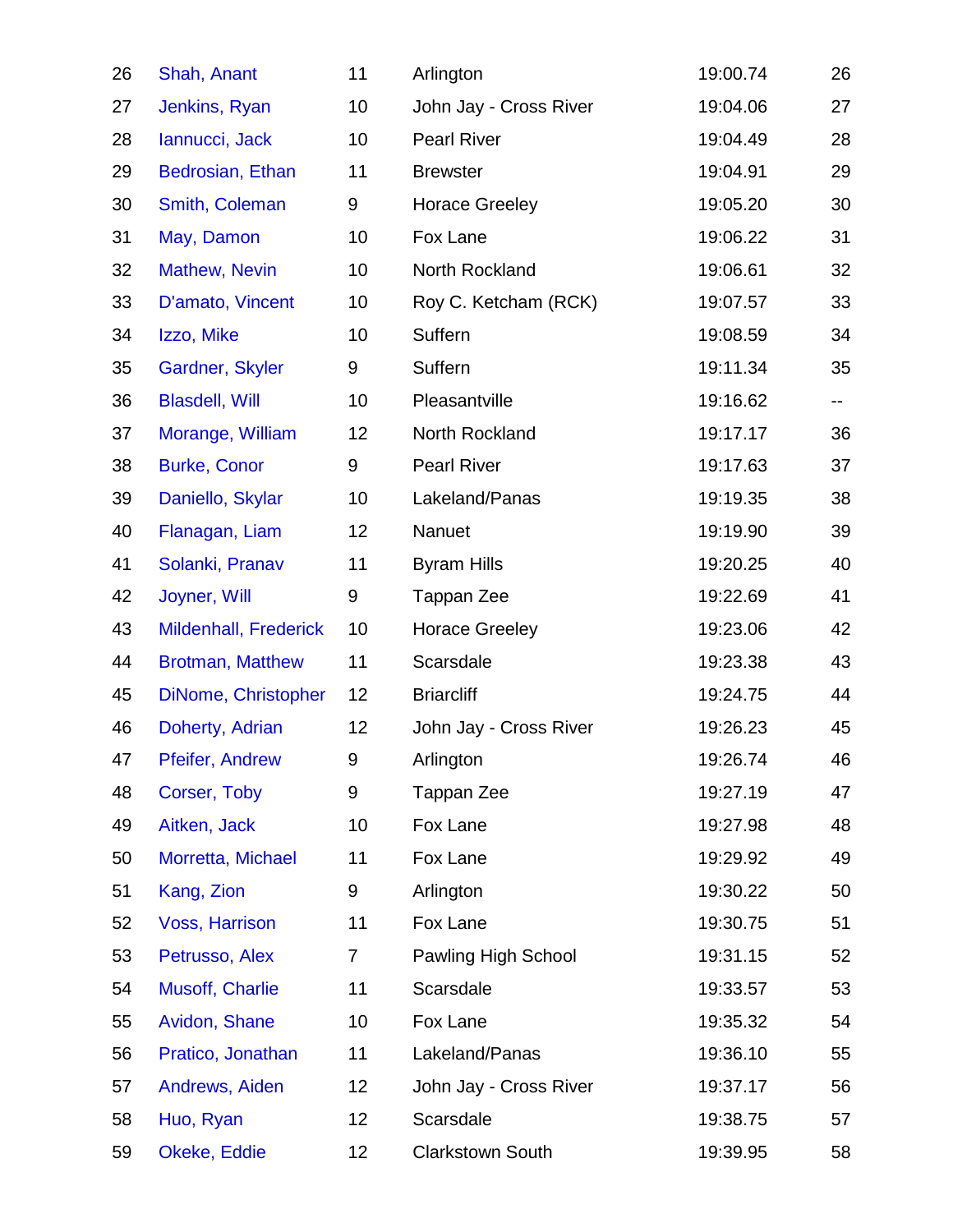| | | | | | |
|---|---|---|---|---|---|
| 26 | Shah, Anant | 11 | Arlington | 19:00.74 | 26 |
| 27 | Jenkins, Ryan | 10 | John Jay - Cross River | 19:04.06 | 27 |
| 28 | Iannucci, Jack | 10 | Pearl River | 19:04.49 | 28 |
| 29 | Bedrosian, Ethan | 11 | Brewster | 19:04.91 | 29 |
| 30 | Smith, Coleman | 9 | Horace Greeley | 19:05.20 | 30 |
| 31 | May, Damon | 10 | Fox Lane | 19:06.22 | 31 |
| 32 | Mathew, Nevin | 10 | North Rockland | 19:06.61 | 32 |
| 33 | D'amato, Vincent | 10 | Roy C. Ketcham (RCK) | 19:07.57 | 33 |
| 34 | Izzo, Mike | 10 | Suffern | 19:08.59 | 34 |
| 35 | Gardner, Skyler | 9 | Suffern | 19:11.34 | 35 |
| 36 | Blasdell, Will | 10 | Pleasantville | 19:16.62 | -- |
| 37 | Morange, William | 12 | North Rockland | 19:17.17 | 36 |
| 38 | Burke, Conor | 9 | Pearl River | 19:17.63 | 37 |
| 39 | Daniello, Skylar | 10 | Lakeland/Panas | 19:19.35 | 38 |
| 40 | Flanagan, Liam | 12 | Nanuet | 19:19.90 | 39 |
| 41 | Solanki, Pranav | 11 | Byram Hills | 19:20.25 | 40 |
| 42 | Joyner, Will | 9 | Tappan Zee | 19:22.69 | 41 |
| 43 | Mildenhall, Frederick | 10 | Horace Greeley | 19:23.06 | 42 |
| 44 | Brotman, Matthew | 11 | Scarsdale | 19:23.38 | 43 |
| 45 | DiNome, Christopher | 12 | Briarcliff | 19:24.75 | 44 |
| 46 | Doherty, Adrian | 12 | John Jay - Cross River | 19:26.23 | 45 |
| 47 | Pfeifer, Andrew | 9 | Arlington | 19:26.74 | 46 |
| 48 | Corser, Toby | 9 | Tappan Zee | 19:27.19 | 47 |
| 49 | Aitken, Jack | 10 | Fox Lane | 19:27.98 | 48 |
| 50 | Morretta, Michael | 11 | Fox Lane | 19:29.92 | 49 |
| 51 | Kang, Zion | 9 | Arlington | 19:30.22 | 50 |
| 52 | Voss, Harrison | 11 | Fox Lane | 19:30.75 | 51 |
| 53 | Petrusso, Alex | 7 | Pawling High School | 19:31.15 | 52 |
| 54 | Musoff, Charlie | 11 | Scarsdale | 19:33.57 | 53 |
| 55 | Avidon, Shane | 10 | Fox Lane | 19:35.32 | 54 |
| 56 | Pratico, Jonathan | 11 | Lakeland/Panas | 19:36.10 | 55 |
| 57 | Andrews, Aiden | 12 | John Jay - Cross River | 19:37.17 | 56 |
| 58 | Huo, Ryan | 12 | Scarsdale | 19:38.75 | 57 |
| 59 | Okeke, Eddie | 12 | Clarkstown South | 19:39.95 | 58 |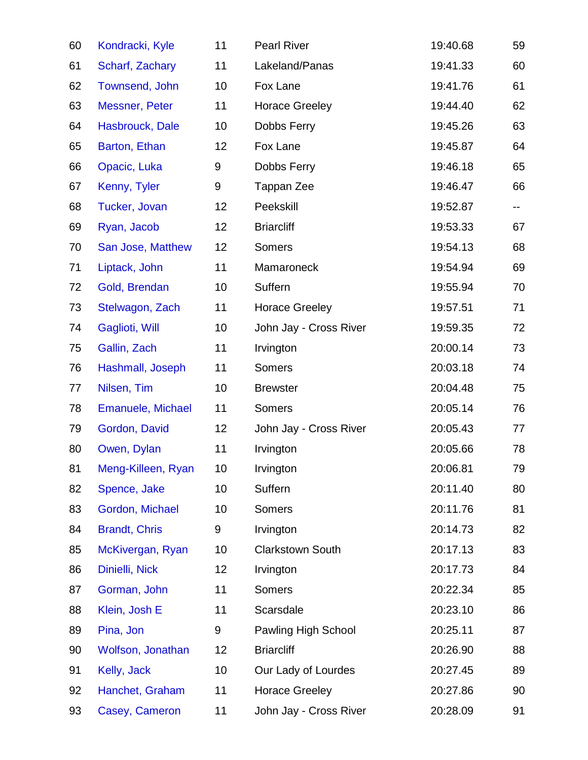| | | | | | |
|---|---|---|---|---|---|
| 60 | Kondracki, Kyle | 11 | Pearl River | 19:40.68 | 59 |
| 61 | Scharf, Zachary | 11 | Lakeland/Panas | 19:41.33 | 60 |
| 62 | Townsend, John | 10 | Fox Lane | 19:41.76 | 61 |
| 63 | Messner, Peter | 11 | Horace Greeley | 19:44.40 | 62 |
| 64 | Hasbrouck, Dale | 10 | Dobbs Ferry | 19:45.26 | 63 |
| 65 | Barton, Ethan | 12 | Fox Lane | 19:45.87 | 64 |
| 66 | Opacic, Luka | 9 | Dobbs Ferry | 19:46.18 | 65 |
| 67 | Kenny, Tyler | 9 | Tappan Zee | 19:46.47 | 66 |
| 68 | Tucker, Jovan | 12 | Peekskill | 19:52.87 | -- |
| 69 | Ryan, Jacob | 12 | Briarcliff | 19:53.33 | 67 |
| 70 | San Jose, Matthew | 12 | Somers | 19:54.13 | 68 |
| 71 | Liptack, John | 11 | Mamaroneck | 19:54.94 | 69 |
| 72 | Gold, Brendan | 10 | Suffern | 19:55.94 | 70 |
| 73 | Stelwagon, Zach | 11 | Horace Greeley | 19:57.51 | 71 |
| 74 | Gaglioti, Will | 10 | John Jay - Cross River | 19:59.35 | 72 |
| 75 | Gallin, Zach | 11 | Irvington | 20:00.14 | 73 |
| 76 | Hashmall, Joseph | 11 | Somers | 20:03.18 | 74 |
| 77 | Nilsen, Tim | 10 | Brewster | 20:04.48 | 75 |
| 78 | Emanuele, Michael | 11 | Somers | 20:05.14 | 76 |
| 79 | Gordon, David | 12 | John Jay - Cross River | 20:05.43 | 77 |
| 80 | Owen, Dylan | 11 | Irvington | 20:05.66 | 78 |
| 81 | Meng-Killeen, Ryan | 10 | Irvington | 20:06.81 | 79 |
| 82 | Spence, Jake | 10 | Suffern | 20:11.40 | 80 |
| 83 | Gordon, Michael | 10 | Somers | 20:11.76 | 81 |
| 84 | Brandt, Chris | 9 | Irvington | 20:14.73 | 82 |
| 85 | McKivergan, Ryan | 10 | Clarkstown South | 20:17.13 | 83 |
| 86 | Dinielli, Nick | 12 | Irvington | 20:17.73 | 84 |
| 87 | Gorman, John | 11 | Somers | 20:22.34 | 85 |
| 88 | Klein, Josh E | 11 | Scarsdale | 20:23.10 | 86 |
| 89 | Pina, Jon | 9 | Pawling High School | 20:25.11 | 87 |
| 90 | Wolfson, Jonathan | 12 | Briarcliff | 20:26.90 | 88 |
| 91 | Kelly, Jack | 10 | Our Lady of Lourdes | 20:27.45 | 89 |
| 92 | Hanchet, Graham | 11 | Horace Greeley | 20:27.86 | 90 |
| 93 | Casey, Cameron | 11 | John Jay - Cross River | 20:28.09 | 91 |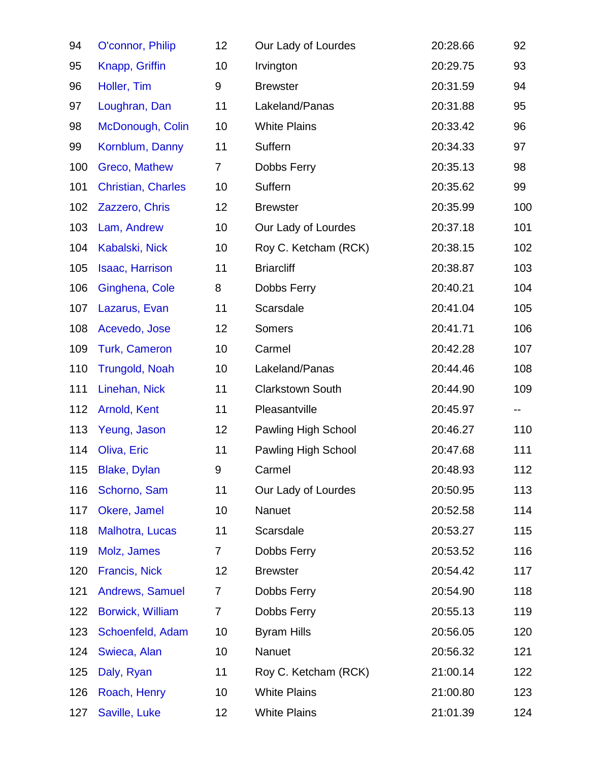| | | | | | |
|---|---|---|---|---|---|
| 94 | O'connor, Philip | 12 | Our Lady of Lourdes | 20:28.66 | 92 |
| 95 | Knapp, Griffin | 10 | Irvington | 20:29.75 | 93 |
| 96 | Holler, Tim | 9 | Brewster | 20:31.59 | 94 |
| 97 | Loughran, Dan | 11 | Lakeland/Panas | 20:31.88 | 95 |
| 98 | McDonough, Colin | 10 | White Plains | 20:33.42 | 96 |
| 99 | Kornblum, Danny | 11 | Suffern | 20:34.33 | 97 |
| 100 | Greco, Mathew | 7 | Dobbs Ferry | 20:35.13 | 98 |
| 101 | Christian, Charles | 10 | Suffern | 20:35.62 | 99 |
| 102 | Zazzero, Chris | 12 | Brewster | 20:35.99 | 100 |
| 103 | Lam, Andrew | 10 | Our Lady of Lourdes | 20:37.18 | 101 |
| 104 | Kabalski, Nick | 10 | Roy C. Ketcham (RCK) | 20:38.15 | 102 |
| 105 | Isaac, Harrison | 11 | Briarcliff | 20:38.87 | 103 |
| 106 | Ginghena, Cole | 8 | Dobbs Ferry | 20:40.21 | 104 |
| 107 | Lazarus, Evan | 11 | Scarsdale | 20:41.04 | 105 |
| 108 | Acevedo, Jose | 12 | Somers | 20:41.71 | 106 |
| 109 | Turk, Cameron | 10 | Carmel | 20:42.28 | 107 |
| 110 | Trungold, Noah | 10 | Lakeland/Panas | 20:44.46 | 108 |
| 111 | Linehan, Nick | 11 | Clarkstown South | 20:44.90 | 109 |
| 112 | Arnold, Kent | 11 | Pleasantville | 20:45.97 | -- |
| 113 | Yeung, Jason | 12 | Pawling High School | 20:46.27 | 110 |
| 114 | Oliva, Eric | 11 | Pawling High School | 20:47.68 | 111 |
| 115 | Blake, Dylan | 9 | Carmel | 20:48.93 | 112 |
| 116 | Schorno, Sam | 11 | Our Lady of Lourdes | 20:50.95 | 113 |
| 117 | Okere, Jamel | 10 | Nanuet | 20:52.58 | 114 |
| 118 | Malhotra, Lucas | 11 | Scarsdale | 20:53.27 | 115 |
| 119 | Molz, James | 7 | Dobbs Ferry | 20:53.52 | 116 |
| 120 | Francis, Nick | 12 | Brewster | 20:54.42 | 117 |
| 121 | Andrews, Samuel | 7 | Dobbs Ferry | 20:54.90 | 118 |
| 122 | Borwick, William | 7 | Dobbs Ferry | 20:55.13 | 119 |
| 123 | Schoenfeld, Adam | 10 | Byram Hills | 20:56.05 | 120 |
| 124 | Swieca, Alan | 10 | Nanuet | 20:56.32 | 121 |
| 125 | Daly, Ryan | 11 | Roy C. Ketcham (RCK) | 21:00.14 | 122 |
| 126 | Roach, Henry | 10 | White Plains | 21:00.80 | 123 |
| 127 | Saville, Luke | 12 | White Plains | 21:01.39 | 124 |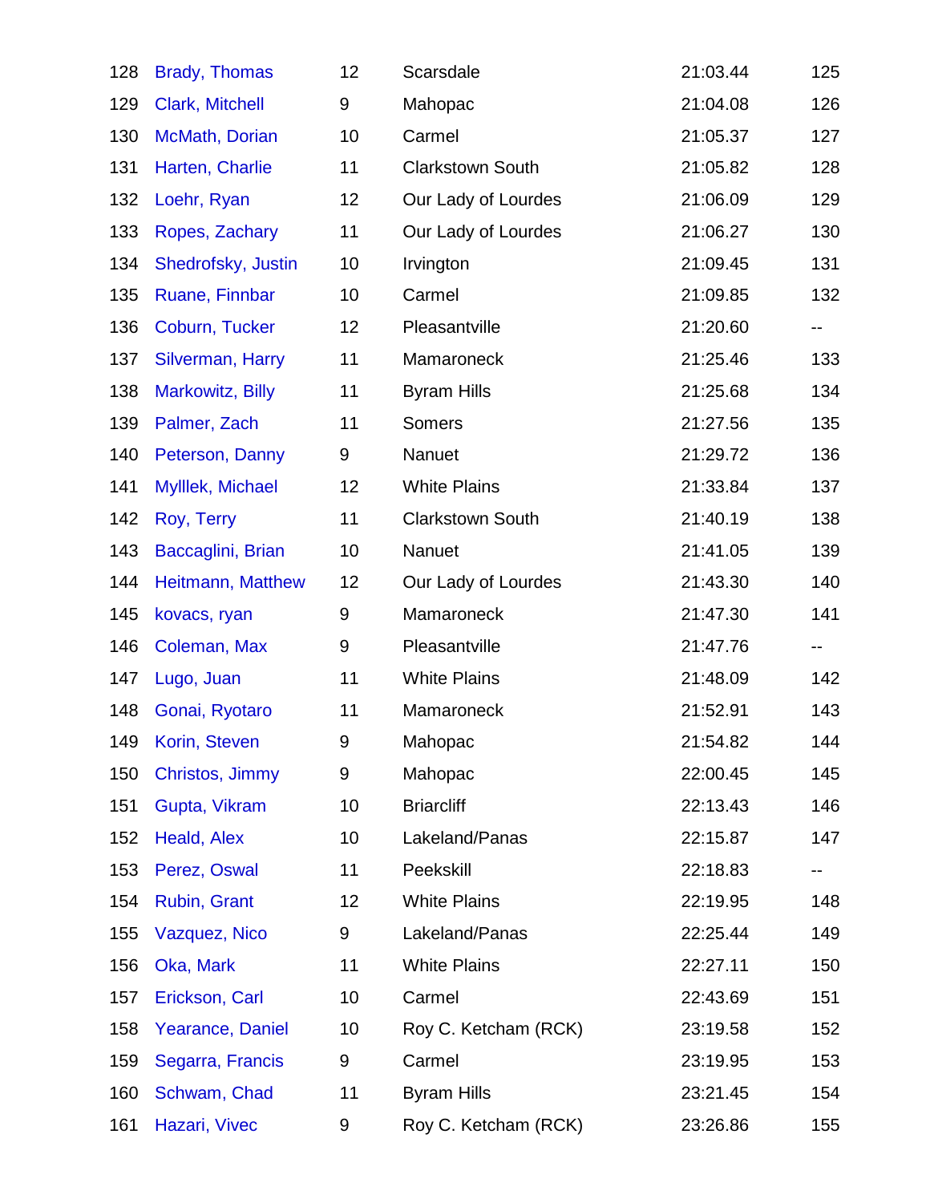| | | | | | |
|---|---|---|---|---|---|
| 128 | Brady, Thomas | 12 | Scarsdale | 21:03.44 | 125 |
| 129 | Clark, Mitchell | 9 | Mahopac | 21:04.08 | 126 |
| 130 | McMath, Dorian | 10 | Carmel | 21:05.37 | 127 |
| 131 | Harten, Charlie | 11 | Clarkstown South | 21:05.82 | 128 |
| 132 | Loehr, Ryan | 12 | Our Lady of Lourdes | 21:06.09 | 129 |
| 133 | Ropes, Zachary | 11 | Our Lady of Lourdes | 21:06.27 | 130 |
| 134 | Shedrofsky, Justin | 10 | Irvington | 21:09.45 | 131 |
| 135 | Ruane, Finnbar | 10 | Carmel | 21:09.85 | 132 |
| 136 | Coburn, Tucker | 12 | Pleasantville | 21:20.60 | -- |
| 137 | Silverman, Harry | 11 | Mamaroneck | 21:25.46 | 133 |
| 138 | Markowitz, Billy | 11 | Byram Hills | 21:25.68 | 134 |
| 139 | Palmer, Zach | 11 | Somers | 21:27.56 | 135 |
| 140 | Peterson, Danny | 9 | Nanuet | 21:29.72 | 136 |
| 141 | Mylllek, Michael | 12 | White Plains | 21:33.84 | 137 |
| 142 | Roy, Terry | 11 | Clarkstown South | 21:40.19 | 138 |
| 143 | Baccaglini, Brian | 10 | Nanuet | 21:41.05 | 139 |
| 144 | Heitmann, Matthew | 12 | Our Lady of Lourdes | 21:43.30 | 140 |
| 145 | kovacs, ryan | 9 | Mamaroneck | 21:47.30 | 141 |
| 146 | Coleman, Max | 9 | Pleasantville | 21:47.76 | -- |
| 147 | Lugo, Juan | 11 | White Plains | 21:48.09 | 142 |
| 148 | Gonai, Ryotaro | 11 | Mamaroneck | 21:52.91 | 143 |
| 149 | Korin, Steven | 9 | Mahopac | 21:54.82 | 144 |
| 150 | Christos, Jimmy | 9 | Mahopac | 22:00.45 | 145 |
| 151 | Gupta, Vikram | 10 | Briarcliff | 22:13.43 | 146 |
| 152 | Heald, Alex | 10 | Lakeland/Panas | 22:15.87 | 147 |
| 153 | Perez, Oswal | 11 | Peekskill | 22:18.83 | -- |
| 154 | Rubin, Grant | 12 | White Plains | 22:19.95 | 148 |
| 155 | Vazquez, Nico | 9 | Lakeland/Panas | 22:25.44 | 149 |
| 156 | Oka, Mark | 11 | White Plains | 22:27.11 | 150 |
| 157 | Erickson, Carl | 10 | Carmel | 22:43.69 | 151 |
| 158 | Yearance, Daniel | 10 | Roy C. Ketcham (RCK) | 23:19.58 | 152 |
| 159 | Segarra, Francis | 9 | Carmel | 23:19.95 | 153 |
| 160 | Schwam, Chad | 11 | Byram Hills | 23:21.45 | 154 |
| 161 | Hazari, Vivec | 9 | Roy C. Ketcham (RCK) | 23:26.86 | 155 |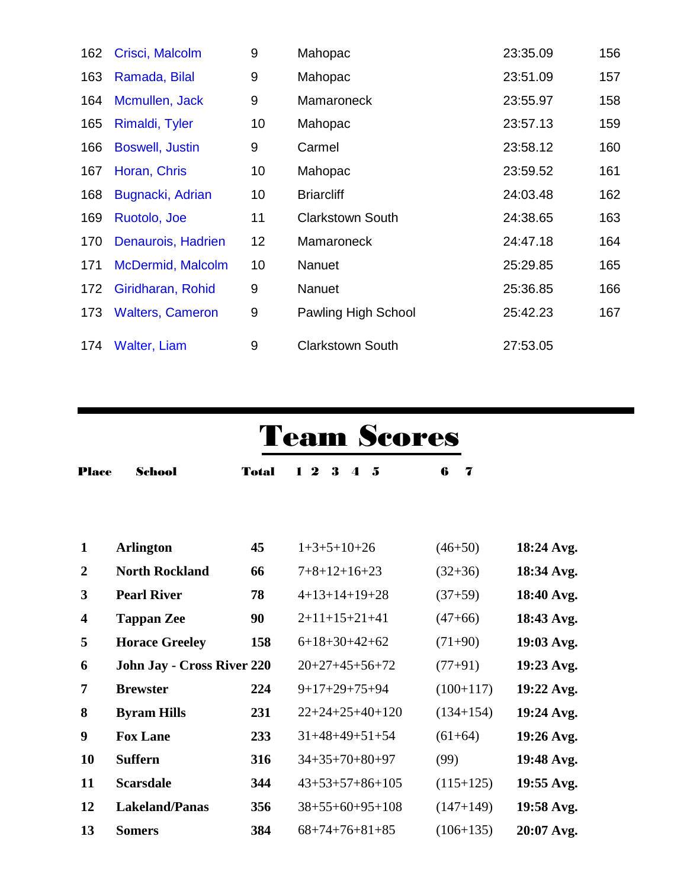| | | | | | |
|---|---|---|---|---|---|
| 162 | Crisci, Malcolm | 9 | Mahopac | 23:35.09 | 156 |
| 163 | Ramada, Bilal | 9 | Mahopac | 23:51.09 | 157 |
| 164 | Mcmullen, Jack | 9 | Mamaroneck | 23:55.97 | 158 |
| 165 | Rimaldi, Tyler | 10 | Mahopac | 23:57.13 | 159 |
| 166 | Boswell, Justin | 9 | Carmel | 23:58.12 | 160 |
| 167 | Horan, Chris | 10 | Mahopac | 23:59.52 | 161 |
| 168 | Bugnacki, Adrian | 10 | Briarcliff | 24:03.48 | 162 |
| 169 | Ruotolo, Joe | 11 | Clarkstown South | 24:38.65 | 163 |
| 170 | Denaurois, Hadrien | 12 | Mamaroneck | 24:47.18 | 164 |
| 171 | McDermid, Malcolm | 10 | Nanuet | 25:29.85 | 165 |
| 172 | Giridharan, Rohid | 9 | Nanuet | 25:36.85 | 166 |
| 173 | Walters, Cameron | 9 | Pawling High School | 25:42.23 | 167 |
| 174 | Walter, Liam | 9 | Clarkstown South | 27:53.05 | |

# Team Scores

| Place | School | Total | 1 2 3 4 5 | 6 7 | |
|---|---|---|---|---|---|
| 1 | Arlington | 45 | 1+3+5+10+26 | (46+50) | 18:24 Avg. |
| 2 | North Rockland | 66 | 7+8+12+16+23 | (32+36) | 18:34 Avg. |
| 3 | Pearl River | 78 | 4+13+14+19+28 | (37+59) | 18:40 Avg. |
| 4 | Tappan Zee | 90 | 2+11+15+21+41 | (47+66) | 18:43 Avg. |
| 5 | Horace Greeley | 158 | 6+18+30+42+62 | (71+90) | 19:03 Avg. |
| 6 | John Jay - Cross River | 220 | 20+27+45+56+72 | (77+91) | 19:23 Avg. |
| 7 | Brewster | 224 | 9+17+29+75+94 | (100+117) | 19:22 Avg. |
| 8 | Byram Hills | 231 | 22+24+25+40+120 | (134+154) | 19:24 Avg. |
| 9 | Fox Lane | 233 | 31+48+49+51+54 | (61+64) | 19:26 Avg. |
| 10 | Suffern | 316 | 34+35+70+80+97 | (99) | 19:48 Avg. |
| 11 | Scarsdale | 344 | 43+53+57+86+105 | (115+125) | 19:55 Avg. |
| 12 | Lakeland/Panas | 356 | 38+55+60+95+108 | (147+149) | 19:58 Avg. |
| 13 | Somers | 384 | 68+74+76+81+85 | (106+135) | 20:07 Avg. |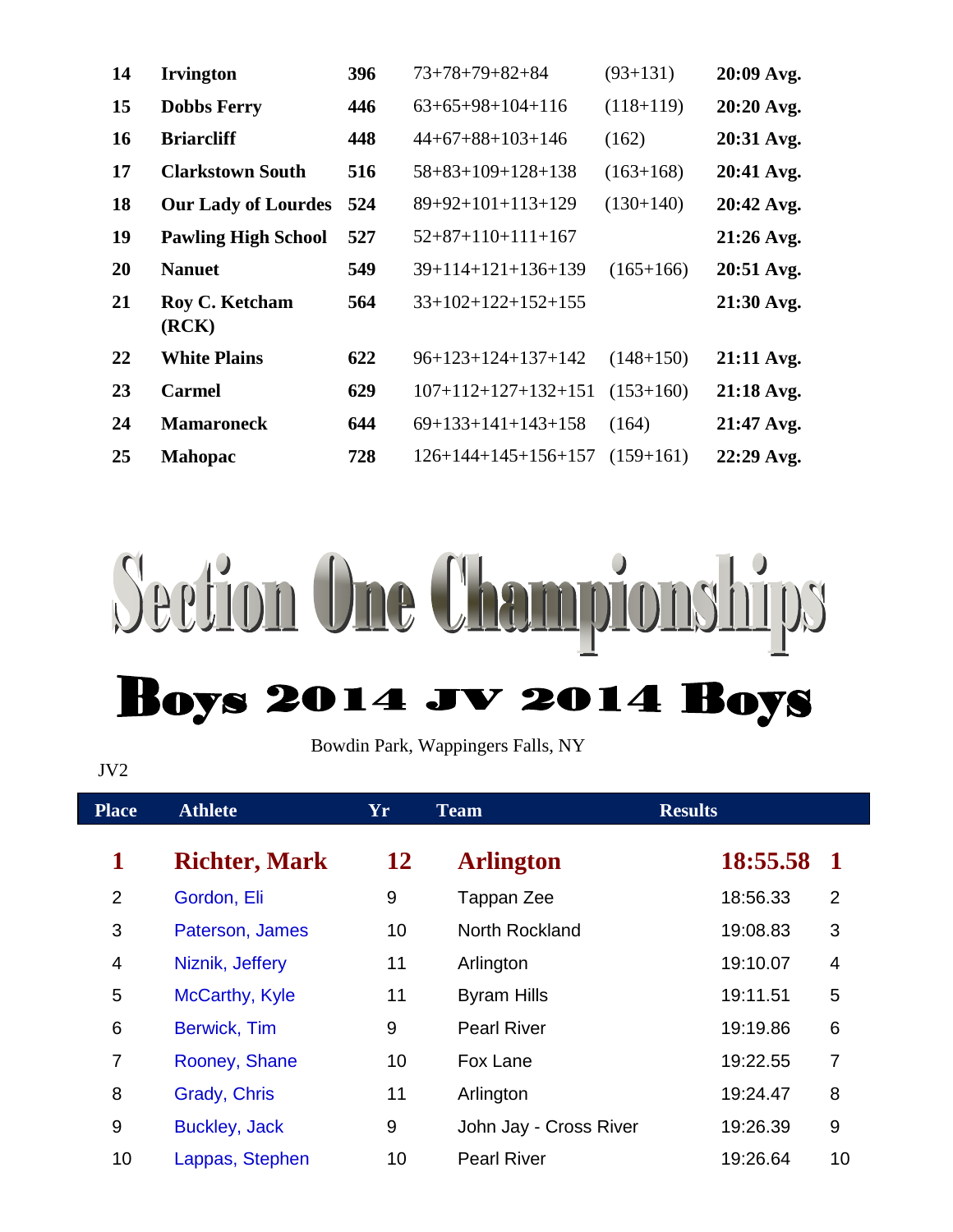| | | | | | |
|---|---|---|---|---|---|
| **14** | **Irvington** | **396** | 73+78+79+82+84 | (93+131) | **20:09 Avg.** |
| **15** | **Dobbs Ferry** | **446** | 63+65+98+104+116 | (118+119) | **20:20 Avg.** |
| **16** | **Briarcliff** | **448** | 44+67+88+103+146 | (162) | **20:31 Avg.** |
| **17** | **Clarkstown South** | **516** | 58+83+109+128+138 | (163+168) | **20:41 Avg.** |
| **18** | **Our Lady of Lourdes** | **524** | 89+92+101+113+129 | (130+140) | **20:42 Avg.** |
| **19** | **Pawling High School** | **527** | 52+87+110+111+167 | | **21:26 Avg.** |
| **20** | **Nanuet** | **549** | 39+114+121+136+139 | (165+166) | **20:51 Avg.** |
| **21** | **Roy C. Ketcham (RCK)** | **564** | 33+102+122+152+155 | | **21:30 Avg.** |
| **22** | **White Plains** | **622** | 96+123+124+137+142 | (148+150) | **21:11 Avg.** |
| **23** | **Carmel** | **629** | 107+112+127+132+151 | (153+160) | **21:18 Avg.** |
| **24** | **Mamaroneck** | **644** | 69+133+141+143+158 | (164) | **21:47 Avg.** |
| **25** | **Mahopac** | **728** | 126+144+145+156+157 | (159+161) | **22:29 Avg.** |

# Section One Championships

## Boys 2014 JV 2014 Boys

Bowdin Park, Wappingers Falls, NY

JV2

| Place | Athlete | Yr | Team | Results | |
|---|---|---|---|---|---|
| **1** | **Richter, Mark** | **12** | **Arlington** | **18:55.58** | **1** |
| 2 | Gordon, Eli | 9 | Tappan Zee | 18:56.33 | 2 |
| 3 | Paterson, James | 10 | North Rockland | 19:08.83 | 3 |
| 4 | Niznik, Jeffery | 11 | Arlington | 19:10.07 | 4 |
| 5 | McCarthy, Kyle | 11 | Byram Hills | 19:11.51 | 5 |
| 6 | Berwick, Tim | 9 | Pearl River | 19:19.86 | 6 |
| 7 | Rooney, Shane | 10 | Fox Lane | 19:22.55 | 7 |
| 8 | Grady, Chris | 11 | Arlington | 19:24.47 | 8 |
| 9 | Buckley, Jack | 9 | John Jay - Cross River | 19:26.39 | 9 |
| 10 | Lappas, Stephen | 10 | Pearl River | 19:26.64 | 10 |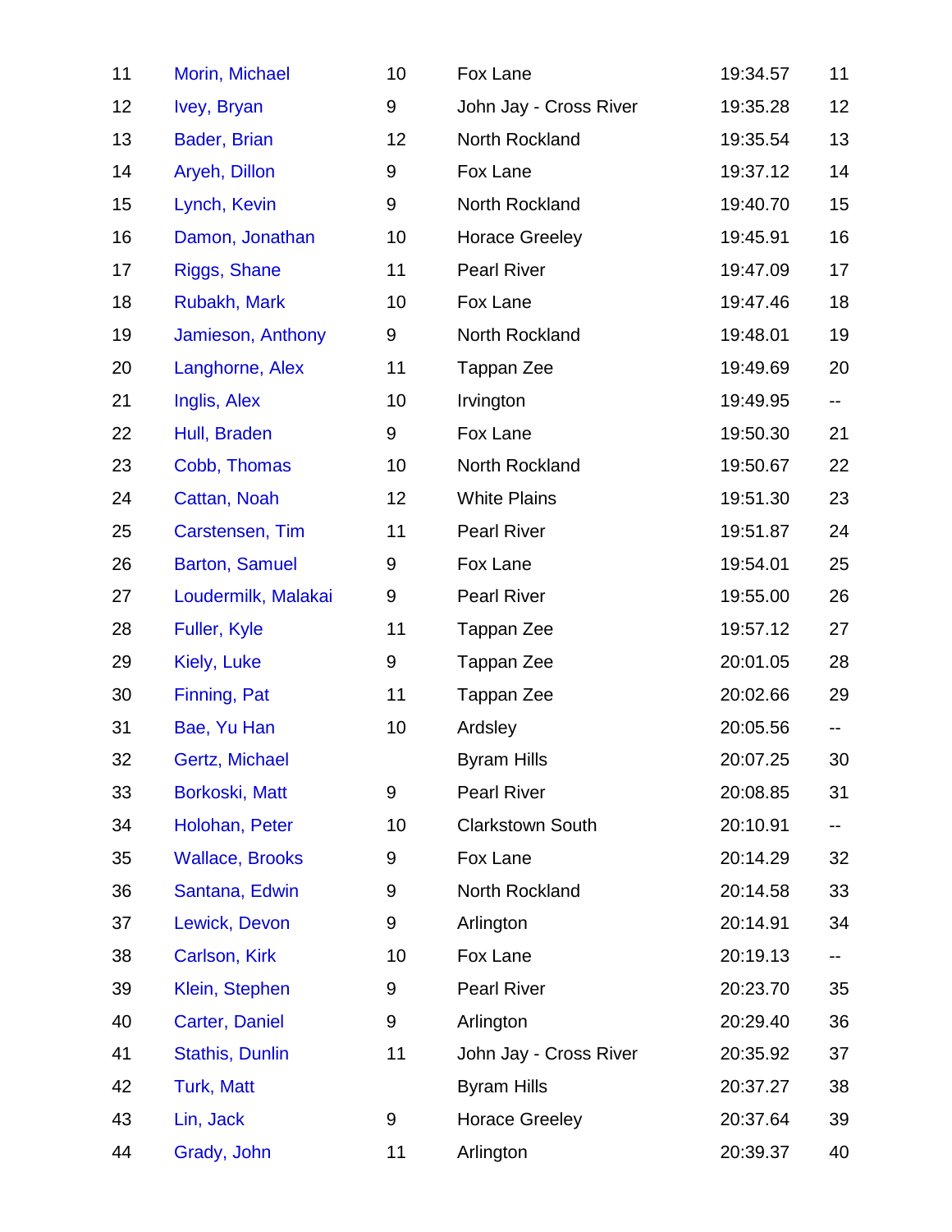| | | | | | |
|---|---|---|---|---|---|
| 11 | Morin, Michael | 10 | Fox Lane | 19:34.57 | 11 |
| 12 | Ivey, Bryan | 9 | John Jay - Cross River | 19:35.28 | 12 |
| 13 | Bader, Brian | 12 | North Rockland | 19:35.54 | 13 |
| 14 | Aryeh, Dillon | 9 | Fox Lane | 19:37.12 | 14 |
| 15 | Lynch, Kevin | 9 | North Rockland | 19:40.70 | 15 |
| 16 | Damon, Jonathan | 10 | Horace Greeley | 19:45.91 | 16 |
| 17 | Riggs, Shane | 11 | Pearl River | 19:47.09 | 17 |
| 18 | Rubakh, Mark | 10 | Fox Lane | 19:47.46 | 18 |
| 19 | Jamieson, Anthony | 9 | North Rockland | 19:48.01 | 19 |
| 20 | Langhorne, Alex | 11 | Tappan Zee | 19:49.69 | 20 |
| 21 | Inglis, Alex | 10 | Irvington | 19:49.95 | -- |
| 22 | Hull, Braden | 9 | Fox Lane | 19:50.30 | 21 |
| 23 | Cobb, Thomas | 10 | North Rockland | 19:50.67 | 22 |
| 24 | Cattan, Noah | 12 | White Plains | 19:51.30 | 23 |
| 25 | Carstensen, Tim | 11 | Pearl River | 19:51.87 | 24 |
| 26 | Barton, Samuel | 9 | Fox Lane | 19:54.01 | 25 |
| 27 | Loudermilk, Malakai | 9 | Pearl River | 19:55.00 | 26 |
| 28 | Fuller, Kyle | 11 | Tappan Zee | 19:57.12 | 27 |
| 29 | Kiely, Luke | 9 | Tappan Zee | 20:01.05 | 28 |
| 30 | Finning, Pat | 11 | Tappan Zee | 20:02.66 | 29 |
| 31 | Bae, Yu Han | 10 | Ardsley | 20:05.56 | -- |
| 32 | Gertz, Michael | | Byram Hills | 20:07.25 | 30 |
| 33 | Borkoski, Matt | 9 | Pearl River | 20:08.85 | 31 |
| 34 | Holohan, Peter | 10 | Clarkstown South | 20:10.91 | -- |
| 35 | Wallace, Brooks | 9 | Fox Lane | 20:14.29 | 32 |
| 36 | Santana, Edwin | 9 | North Rockland | 20:14.58 | 33 |
| 37 | Lewick, Devon | 9 | Arlington | 20:14.91 | 34 |
| 38 | Carlson, Kirk | 10 | Fox Lane | 20:19.13 | -- |
| 39 | Klein, Stephen | 9 | Pearl River | 20:23.70 | 35 |
| 40 | Carter, Daniel | 9 | Arlington | 20:29.40 | 36 |
| 41 | Stathis, Dunlin | 11 | John Jay - Cross River | 20:35.92 | 37 |
| 42 | Turk, Matt | | Byram Hills | 20:37.27 | 38 |
| 43 | Lin, Jack | 9 | Horace Greeley | 20:37.64 | 39 |
| 44 | Grady, John | 11 | Arlington | 20:39.37 | 40 |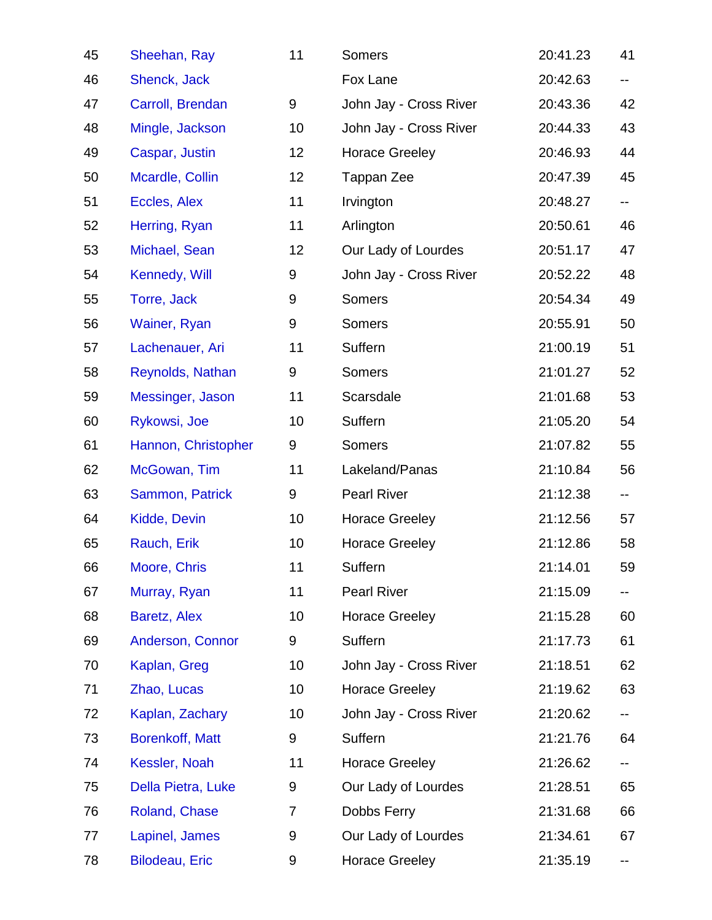| | | | | | |
|---|---|---|---|---|---|
| 45 | Sheehan, Ray | 11 | Somers | 20:41.23 | 41 |
| 46 | Shenck, Jack | | Fox Lane | 20:42.63 | -- |
| 47 | Carroll, Brendan | 9 | John Jay - Cross River | 20:43.36 | 42 |
| 48 | Mingle, Jackson | 10 | John Jay - Cross River | 20:44.33 | 43 |
| 49 | Caspar, Justin | 12 | Horace Greeley | 20:46.93 | 44 |
| 50 | Mcardle, Collin | 12 | Tappan Zee | 20:47.39 | 45 |
| 51 | Eccles, Alex | 11 | Irvington | 20:48.27 | -- |
| 52 | Herring, Ryan | 11 | Arlington | 20:50.61 | 46 |
| 53 | Michael, Sean | 12 | Our Lady of Lourdes | 20:51.17 | 47 |
| 54 | Kennedy, Will | 9 | John Jay - Cross River | 20:52.22 | 48 |
| 55 | Torre, Jack | 9 | Somers | 20:54.34 | 49 |
| 56 | Wainer, Ryan | 9 | Somers | 20:55.91 | 50 |
| 57 | Lachenauer, Ari | 11 | Suffern | 21:00.19 | 51 |
| 58 | Reynolds, Nathan | 9 | Somers | 21:01.27 | 52 |
| 59 | Messinger, Jason | 11 | Scarsdale | 21:01.68 | 53 |
| 60 | Rykowsi, Joe | 10 | Suffern | 21:05.20 | 54 |
| 61 | Hannon, Christopher | 9 | Somers | 21:07.82 | 55 |
| 62 | McGowan, Tim | 11 | Lakeland/Panas | 21:10.84 | 56 |
| 63 | Sammon, Patrick | 9 | Pearl River | 21:12.38 | -- |
| 64 | Kidde, Devin | 10 | Horace Greeley | 21:12.56 | 57 |
| 65 | Rauch, Erik | 10 | Horace Greeley | 21:12.86 | 58 |
| 66 | Moore, Chris | 11 | Suffern | 21:14.01 | 59 |
| 67 | Murray, Ryan | 11 | Pearl River | 21:15.09 | -- |
| 68 | Baretz, Alex | 10 | Horace Greeley | 21:15.28 | 60 |
| 69 | Anderson, Connor | 9 | Suffern | 21:17.73 | 61 |
| 70 | Kaplan, Greg | 10 | John Jay - Cross River | 21:18.51 | 62 |
| 71 | Zhao, Lucas | 10 | Horace Greeley | 21:19.62 | 63 |
| 72 | Kaplan, Zachary | 10 | John Jay - Cross River | 21:20.62 | -- |
| 73 | Borenkoff, Matt | 9 | Suffern | 21:21.76 | 64 |
| 74 | Kessler, Noah | 11 | Horace Greeley | 21:26.62 | -- |
| 75 | Della Pietra, Luke | 9 | Our Lady of Lourdes | 21:28.51 | 65 |
| 76 | Roland, Chase | 7 | Dobbs Ferry | 21:31.68 | 66 |
| 77 | Lapinel, James | 9 | Our Lady of Lourdes | 21:34.61 | 67 |
| 78 | Bilodeau, Eric | 9 | Horace Greeley | 21:35.19 | -- |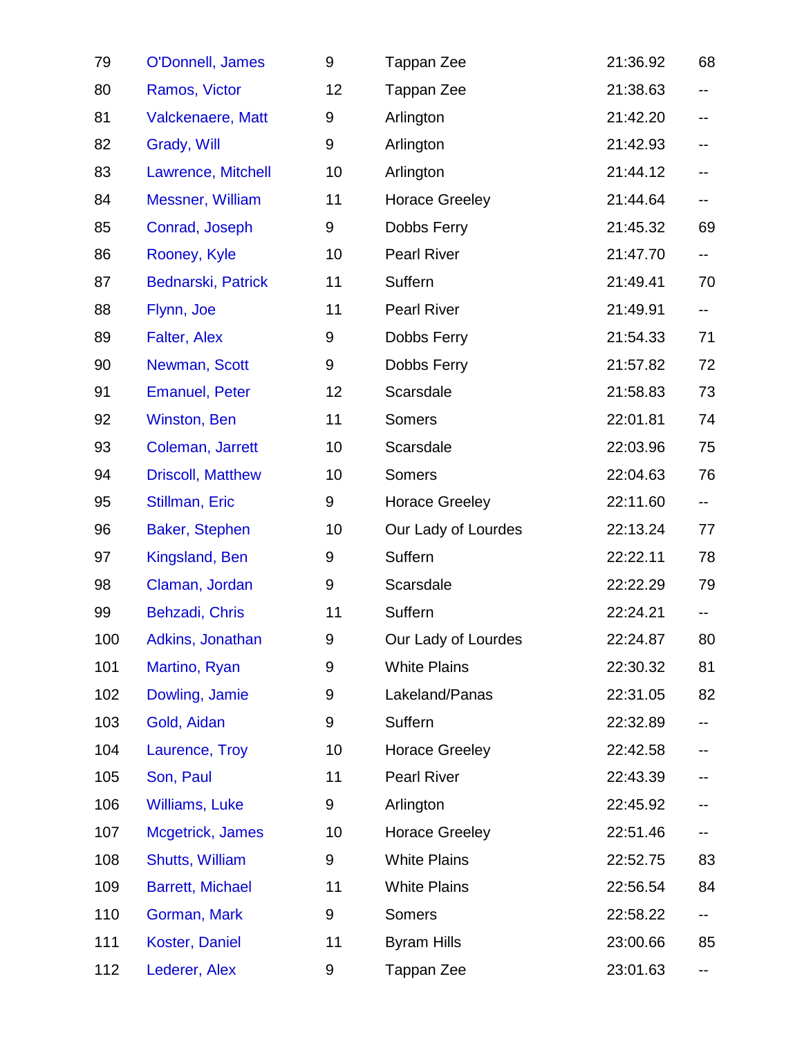| | | | | | |
|---|---|---|---|---|---|
| 79 | O'Donnell, James | 9 | Tappan Zee | 21:36.92 | 68 |
| 80 | Ramos, Victor | 12 | Tappan Zee | 21:38.63 | -- |
| 81 | Valckenaere, Matt | 9 | Arlington | 21:42.20 | -- |
| 82 | Grady, Will | 9 | Arlington | 21:42.93 | -- |
| 83 | Lawrence, Mitchell | 10 | Arlington | 21:44.12 | -- |
| 84 | Messner, William | 11 | Horace Greeley | 21:44.64 | -- |
| 85 | Conrad, Joseph | 9 | Dobbs Ferry | 21:45.32 | 69 |
| 86 | Rooney, Kyle | 10 | Pearl River | 21:47.70 | -- |
| 87 | Bednarski, Patrick | 11 | Suffern | 21:49.41 | 70 |
| 88 | Flynn, Joe | 11 | Pearl River | 21:49.91 | -- |
| 89 | Falter, Alex | 9 | Dobbs Ferry | 21:54.33 | 71 |
| 90 | Newman, Scott | 9 | Dobbs Ferry | 21:57.82 | 72 |
| 91 | Emanuel, Peter | 12 | Scarsdale | 21:58.83 | 73 |
| 92 | Winston, Ben | 11 | Somers | 22:01.81 | 74 |
| 93 | Coleman, Jarrett | 10 | Scarsdale | 22:03.96 | 75 |
| 94 | Driscoll, Matthew | 10 | Somers | 22:04.63 | 76 |
| 95 | Stillman, Eric | 9 | Horace Greeley | 22:11.60 | -- |
| 96 | Baker, Stephen | 10 | Our Lady of Lourdes | 22:13.24 | 77 |
| 97 | Kingsland, Ben | 9 | Suffern | 22:22.11 | 78 |
| 98 | Claman, Jordan | 9 | Scarsdale | 22:22.29 | 79 |
| 99 | Behzadi, Chris | 11 | Suffern | 22:24.21 | -- |
| 100 | Adkins, Jonathan | 9 | Our Lady of Lourdes | 22:24.87 | 80 |
| 101 | Martino, Ryan | 9 | White Plains | 22:30.32 | 81 |
| 102 | Dowling, Jamie | 9 | Lakeland/Panas | 22:31.05 | 82 |
| 103 | Gold, Aidan | 9 | Suffern | 22:32.89 | -- |
| 104 | Laurence, Troy | 10 | Horace Greeley | 22:42.58 | -- |
| 105 | Son, Paul | 11 | Pearl River | 22:43.39 | -- |
| 106 | Williams, Luke | 9 | Arlington | 22:45.92 | -- |
| 107 | Mcgetrick, James | 10 | Horace Greeley | 22:51.46 | -- |
| 108 | Shutts, William | 9 | White Plains | 22:52.75 | 83 |
| 109 | Barrett, Michael | 11 | White Plains | 22:56.54 | 84 |
| 110 | Gorman, Mark | 9 | Somers | 22:58.22 | -- |
| 111 | Koster, Daniel | 11 | Byram Hills | 23:00.66 | 85 |
| 112 | Lederer, Alex | 9 | Tappan Zee | 23:01.63 | -- |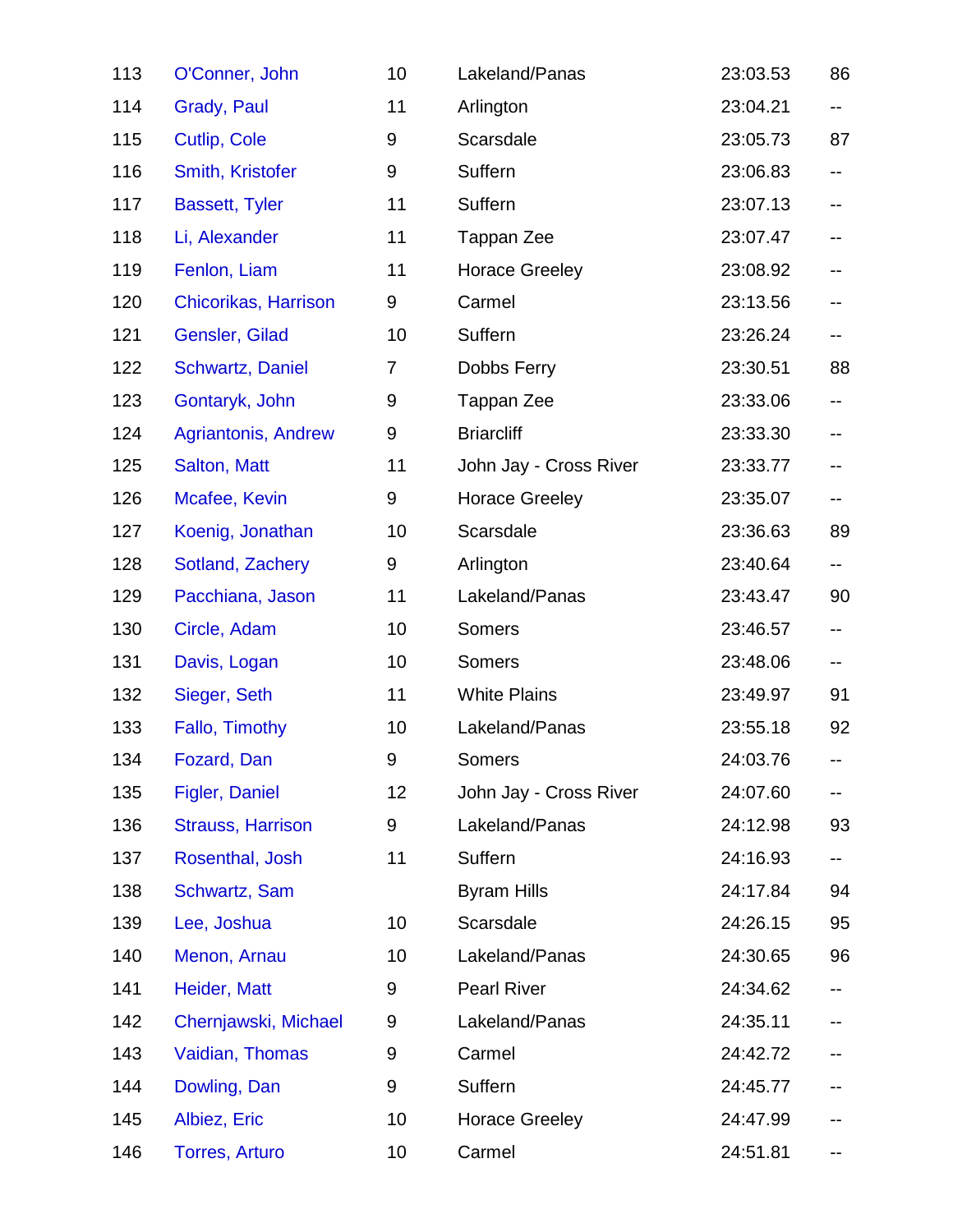| | | | | | |
|---|---|---|---|---|---|
| 113 | O'Conner, John | 10 | Lakeland/Panas | 23:03.53 | 86 |
| 114 | Grady, Paul | 11 | Arlington | 23:04.21 | -- |
| 115 | Cutlip, Cole | 9 | Scarsdale | 23:05.73 | 87 |
| 116 | Smith, Kristofer | 9 | Suffern | 23:06.83 | -- |
| 117 | Bassett, Tyler | 11 | Suffern | 23:07.13 | -- |
| 118 | Li, Alexander | 11 | Tappan Zee | 23:07.47 | -- |
| 119 | Fenlon, Liam | 11 | Horace Greeley | 23:08.92 | -- |
| 120 | Chicorikas, Harrison | 9 | Carmel | 23:13.56 | -- |
| 121 | Gensler, Gilad | 10 | Suffern | 23:26.24 | -- |
| 122 | Schwartz, Daniel | 7 | Dobbs Ferry | 23:30.51 | 88 |
| 123 | Gontaryk, John | 9 | Tappan Zee | 23:33.06 | -- |
| 124 | Agriantonis, Andrew | 9 | Briarcliff | 23:33.30 | -- |
| 125 | Salton, Matt | 11 | John Jay - Cross River | 23:33.77 | -- |
| 126 | Mcafee, Kevin | 9 | Horace Greeley | 23:35.07 | -- |
| 127 | Koenig, Jonathan | 10 | Scarsdale | 23:36.63 | 89 |
| 128 | Sotland, Zachery | 9 | Arlington | 23:40.64 | -- |
| 129 | Pacchiana, Jason | 11 | Lakeland/Panas | 23:43.47 | 90 |
| 130 | Circle, Adam | 10 | Somers | 23:46.57 | -- |
| 131 | Davis, Logan | 10 | Somers | 23:48.06 | -- |
| 132 | Sieger, Seth | 11 | White Plains | 23:49.97 | 91 |
| 133 | Fallo, Timothy | 10 | Lakeland/Panas | 23:55.18 | 92 |
| 134 | Fozard, Dan | 9 | Somers | 24:03.76 | -- |
| 135 | Figler, Daniel | 12 | John Jay - Cross River | 24:07.60 | -- |
| 136 | Strauss, Harrison | 9 | Lakeland/Panas | 24:12.98 | 93 |
| 137 | Rosenthal, Josh | 11 | Suffern | 24:16.93 | -- |
| 138 | Schwartz, Sam | | Byram Hills | 24:17.84 | 94 |
| 139 | Lee, Joshua | 10 | Scarsdale | 24:26.15 | 95 |
| 140 | Menon, Arnau | 10 | Lakeland/Panas | 24:30.65 | 96 |
| 141 | Heider, Matt | 9 | Pearl River | 24:34.62 | -- |
| 142 | Chernjawski, Michael | 9 | Lakeland/Panas | 24:35.11 | -- |
| 143 | Vaidian, Thomas | 9 | Carmel | 24:42.72 | -- |
| 144 | Dowling, Dan | 9 | Suffern | 24:45.77 | -- |
| 145 | Albiez, Eric | 10 | Horace Greeley | 24:47.99 | -- |
| 146 | Torres, Arturo | 10 | Carmel | 24:51.81 | -- |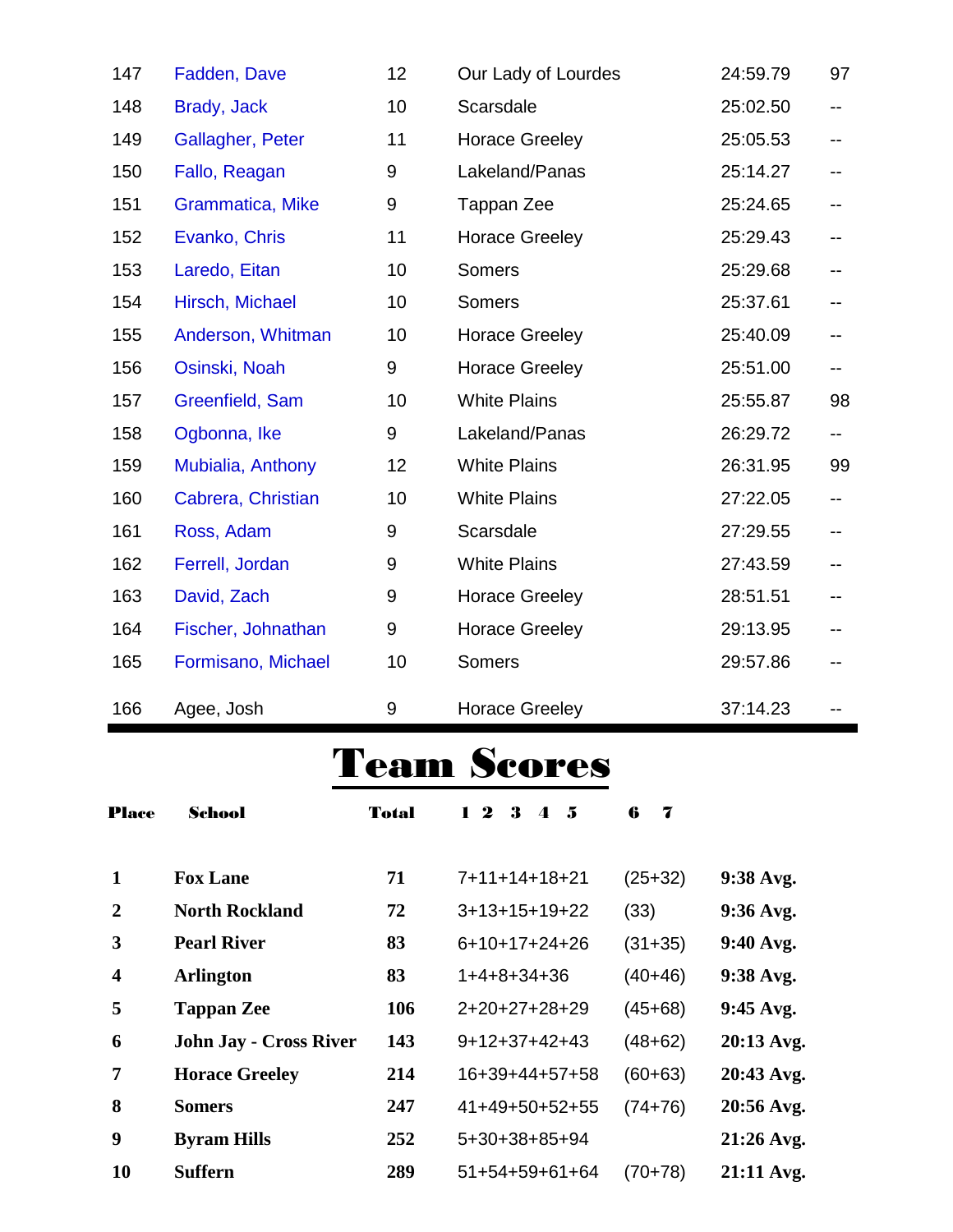| | | | | | |
|---|---|---|---|---|---|
| 147 | Fadden, Dave | 12 | Our Lady of Lourdes | 24:59.79 | 97 |
| 148 | Brady, Jack | 10 | Scarsdale | 25:02.50 | -- |
| 149 | Gallagher, Peter | 11 | Horace Greeley | 25:05.53 | -- |
| 150 | Fallo, Reagan | 9 | Lakeland/Panas | 25:14.27 | -- |
| 151 | Grammatica, Mike | 9 | Tappan Zee | 25:24.65 | -- |
| 152 | Evanko, Chris | 11 | Horace Greeley | 25:29.43 | -- |
| 153 | Laredo, Eitan | 10 | Somers | 25:29.68 | -- |
| 154 | Hirsch, Michael | 10 | Somers | 25:37.61 | -- |
| 155 | Anderson, Whitman | 10 | Horace Greeley | 25:40.09 | -- |
| 156 | Osinski, Noah | 9 | Horace Greeley | 25:51.00 | -- |
| 157 | Greenfield, Sam | 10 | White Plains | 25:55.87 | 98 |
| 158 | Ogbonna, Ike | 9 | Lakeland/Panas | 26:29.72 | -- |
| 159 | Mubialia, Anthony | 12 | White Plains | 26:31.95 | 99 |
| 160 | Cabrera, Christian | 10 | White Plains | 27:22.05 | -- |
| 161 | Ross, Adam | 9 | Scarsdale | 27:29.55 | -- |
| 162 | Ferrell, Jordan | 9 | White Plains | 27:43.59 | -- |
| 163 | David, Zach | 9 | Horace Greeley | 28:51.51 | -- |
| 164 | Fischer, Johnathan | 9 | Horace Greeley | 29:13.95 | -- |
| 165 | Formisano, Michael | 10 | Somers | 29:57.86 | -- |
| 166 | Agee, Josh | 9 | Horace Greeley | 37:14.23 | -- |

# Team Scores

| Place | School | Total | 1 2 3 4 5 | 6 7 | |
|---|---|---|---|---|---|
| **1** | **Fox Lane** | **71** | 7+11+14+18+21 | (25+32) | **9:38 Avg.** |
| **2** | **North Rockland** | **72** | 3+13+15+19+22 | (33) | **9:36 Avg.** |
| **3** | **Pearl River** | **83** | 6+10+17+24+26 | (31+35) | **9:40 Avg.** |
| **4** | **Arlington** | **83** | 1+4+8+34+36 | (40+46) | **9:38 Avg.** |
| **5** | **Tappan Zee** | **106** | 2+20+27+28+29 | (45+68) | **9:45 Avg.** |
| **6** | **John Jay - Cross River** | **143** | 9+12+37+42+43 | (48+62) | **20:13 Avg.** |
| **7** | **Horace Greeley** | **214** | 16+39+44+57+58 | (60+63) | **20:43 Avg.** |
| **8** | **Somers** | **247** | 41+49+50+52+55 | (74+76) | **20:56 Avg.** |
| **9** | **Byram Hills** | **252** | 5+30+38+85+94 | | **21:26 Avg.** |
| **10** | **Suffern** | **289** | 51+54+59+61+64 | (70+78) | **21:11 Avg.** |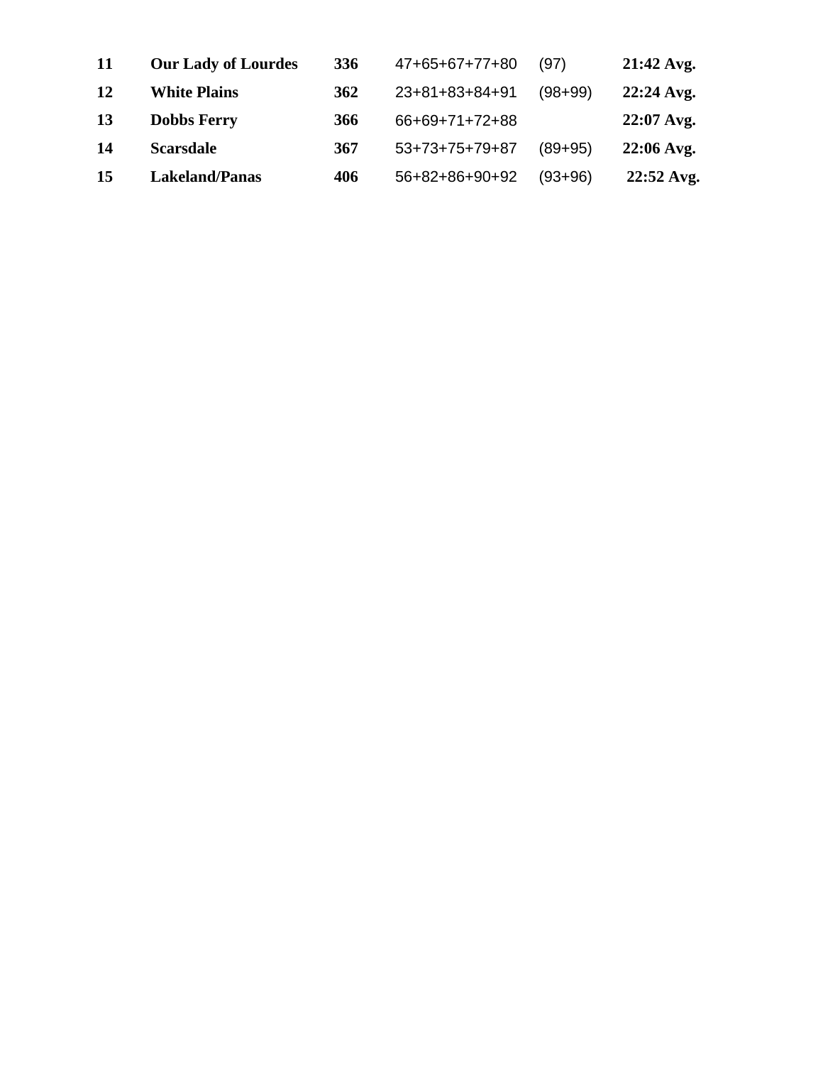| | | | | | |
|---|---|---|---|---|---|
| **11** | **Our Lady of Lourdes** | **336** | 47+65+67+77+80 | (97) | **21:42 Avg.** |
| **12** | **White Plains** | **362** | 23+81+83+84+91 | (98+99) | **22:24 Avg.** |
| **13** | **Dobbs Ferry** | **366** | 66+69+71+72+88 | | **22:07 Avg.** |
| **14** | **Scarsdale** | **367** | 53+73+75+79+87 | (89+95) | **22:06 Avg.** |
| **15** | **Lakeland/Panas** | **406** | 56+82+86+90+92 | (93+96) | **22:52 Avg.** |